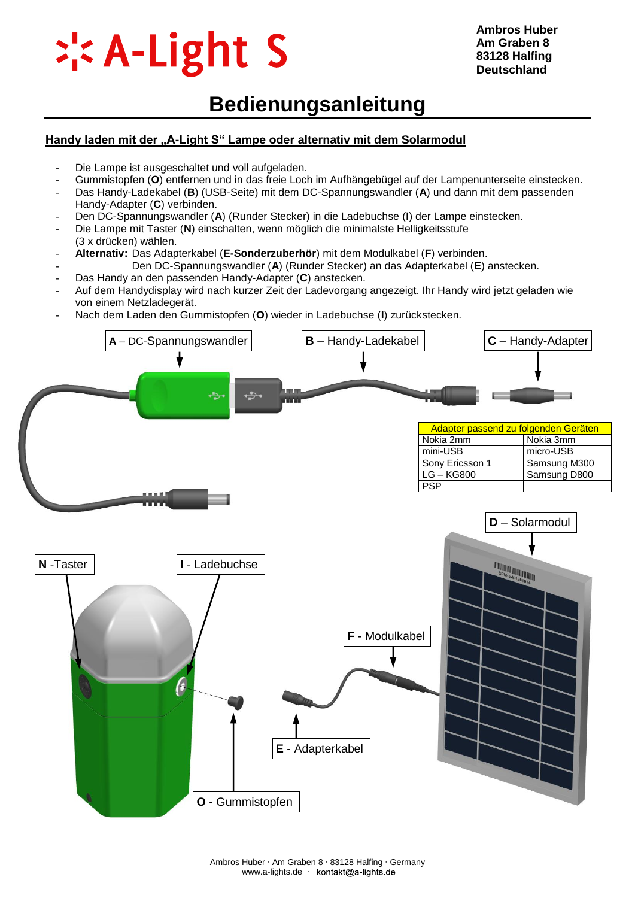# A-Light S

**Ambros Huber**
**Am Graben 8**
**83128 Halfing**
**Deutschland**

# Bedienungsanleitung

## Handy laden mit der „A-Light S" Lampe oder alternativ mit dem Solarmodul

- Die Lampe ist ausgeschaltet und voll aufgeladen.
- Gummistopfen (**O**) entfernen und in das freie Loch im Aufhängebügel auf der Lampenunterseite einstecken.
- Das Handy-Ladekabel (**B**) (USB-Seite) mit dem DC-Spannungswandler (**A**) und dann mit dem passenden Handy-Adapter (**C**) verbinden.
- Den DC-Spannungswandler (**A**) (Runder Stecker) in die Ladebuchse (**I**) der Lampe einstecken.
- Die Lampe mit Taster (**N**) einschalten, wenn möglich die minimalste Helligkeitsstufe (3 x drücken) wählen.
- **Alternativ:** Das Adapterkabel (**E-Sonderzuberhör**) mit dem Modulkabel (**F**) verbinden.
- Den DC-Spannungswandler (**A**) (Runder Stecker) an das Adapterkabel (**E**) anstecken.
- Das Handy an den passenden Handy-Adapter (**C**) anstecken.
- Auf dem Handydisplay wird nach kurzer Zeit der Ladevorgang angezeigt. Ihr Handy wird jetzt geladen wie von einem Netzladegerät.
- Nach dem Laden den Gummistopfen (**O**) wieder in Ladebuchse (**I**) zurückstecken.

**A** – DC-Spannungswandler

**B** – Handy-Ladekabel

**C** – Handy-Adapter

| Adapter passend zu folgenden Geräten | |
|---|---|
| Nokia 2mm | Nokia 3mm |
| mini-USB | micro-USB |
| Sony Ericsson 1 | Samsung M300 |
| LG – KG800 | Samsung D800 |
| PSP | |

**D** – Solarmodul

**N** -Taster

**I** - Ladebuchse

**F** - Modulkabel

**E** - Adapterkabel

**O** - Gummistopfen

Ambros Huber · Am Graben 8 · 83128 Halfing · Germany
www.a-lights.de · kontakt@a-lights.de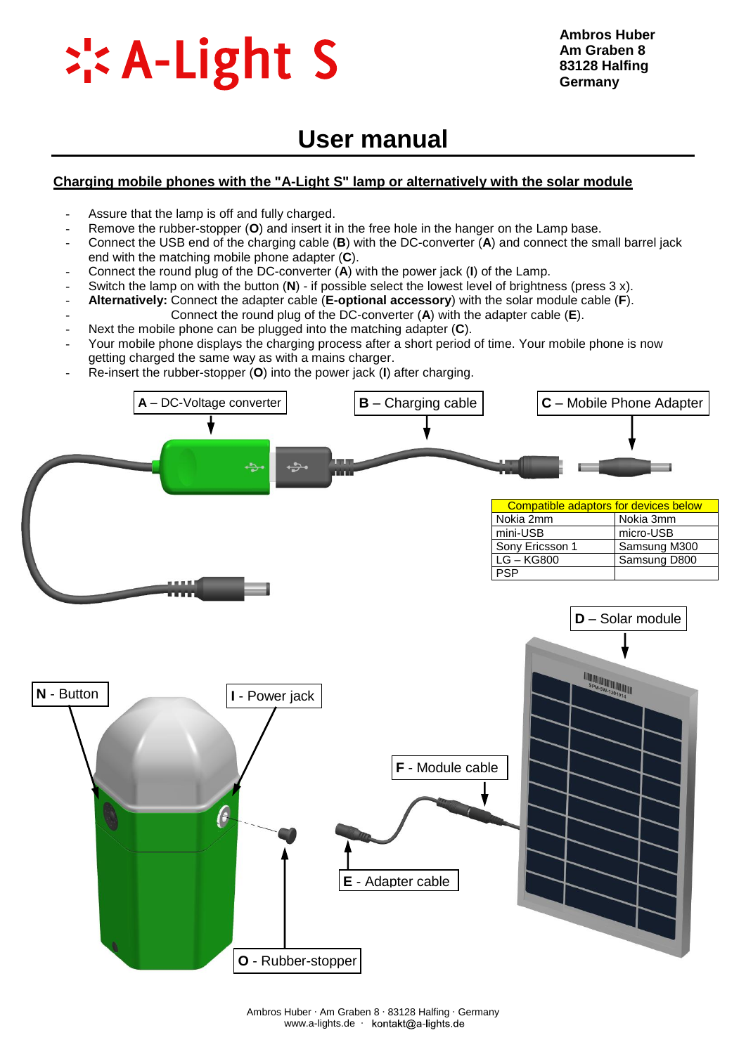# A-Light S

**Ambros Huber**
**Am Graben 8**
**83128 Halfing**
**Germany**

# User manual

## Charging mobile phones with the "A-Light S" lamp or alternatively with the solar module

- Assure that the lamp is off and fully charged.
- Remove the rubber-stopper (**O**) and insert it in the free hole in the hanger on the Lamp base.
- Connect the USB end of the charging cable (**B**) with the DC-converter (**A**) and connect the small barrel jack end with the matching mobile phone adapter (**C**).
- Connect the round plug of the DC-converter (**A**) with the power jack (**I**) of the Lamp.
- Switch the lamp on with the button (**N**) - if possible select the lowest level of brightness (press 3 x).
- **Alternatively:** Connect the adapter cable (**E-optional accessory**) with the solar module cable (**F**).
- Connect the round plug of the DC-converter (**A**) with the adapter cable (**E**).
- Next the mobile phone can be plugged into the matching adapter (**C**).
- Your mobile phone displays the charging process after a short period of time. Your mobile phone is now getting charged the same way as with a mains charger.
- Re-insert the rubber-stopper (**O**) into the power jack (**I**) after charging.

**A** – DC-Voltage converter

**B** – Charging cable

**C** – Mobile Phone Adapter

| Compatible adaptors for devices below | |
|---|---|
| Nokia 2mm | Nokia 3mm |
| mini-USB | micro-USB |
| Sony Ericsson 1 | Samsung M300 |
| LG – KG800 | Samsung D800 |
| PSP | |

**D** – Solar module

**N** - Button

**I** - Power jack

**F** - Module cable

**E** - Adapter cable

**O** - Rubber-stopper

Ambros Huber · Am Graben 8 · 83128 Halfing · Germany
www.a-lights.de · kontakt@a-lights.de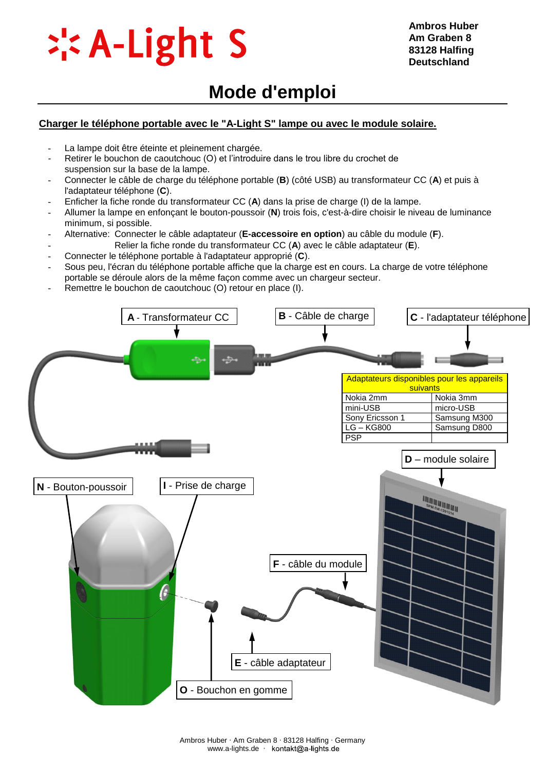# A-Light S

**Ambros Huber**
**Am Graben 8**
**83128 Halfing**
**Deutschland**

## Mode d'emploi

**Charger le téléphone portable avec le "A-Light S" lampe ou avec le module solaire.**

- La lampe doit être éteinte et pleinement chargée.
- Retirer le bouchon de caoutchouc (O) et l'introduire dans le trou libre du crochet de suspension sur la base de la lampe.
- Connecter le câble de charge du téléphone portable (**B**) (côté USB) au transformateur CC (**A**) et puis à l'adaptateur téléphone (**C**).
- Enficher la fiche ronde du transformateur CC (**A**) dans la prise de charge (I) de la lampe.
- Allumer la lampe en enfonçant le bouton-poussoir (**N**) trois fois, c'est-à-dire choisir le niveau de luminance minimum, si possible.
- Alternative: Connecter le câble adaptateur (**E-accessoire en option**) au câble du module (**F**).
- Relier la fiche ronde du transformateur CC (**A**) avec le câble adaptateur (**E**).
- Connecter le téléphone portable à l'adaptateur approprié (**C**).
- Sous peu, l'écran du téléphone portable affiche que la charge est en cours. La charge de votre téléphone portable se déroule alors de la même façon comme avec un chargeur secteur.
- Remettre le bouchon de caoutchouc (O) retour en place (I).

**A** - Transformateur CC

**B** - Câble de charge

**C** - l'adaptateur téléphone

| Adaptateurs disponibles pour les appareils suivants | |
| --- | --- |
| Nokia 2mm | Nokia 3mm |
| mini-USB | micro-USB |
| Sony Ericsson 1 | Samsung M300 |
| LG – KG800 | Samsung D800 |
| PSP | |

**D** – module solaire

**N** - Bouton-poussoir

**I** - Prise de charge

**F** - câble du module

**E** - câble adaptateur

**O** - Bouchon en gomme

Ambros Huber · Am Graben 8 · 83128 Halfing · Germany
www.a-lights.de · kontakt@a-lights.de